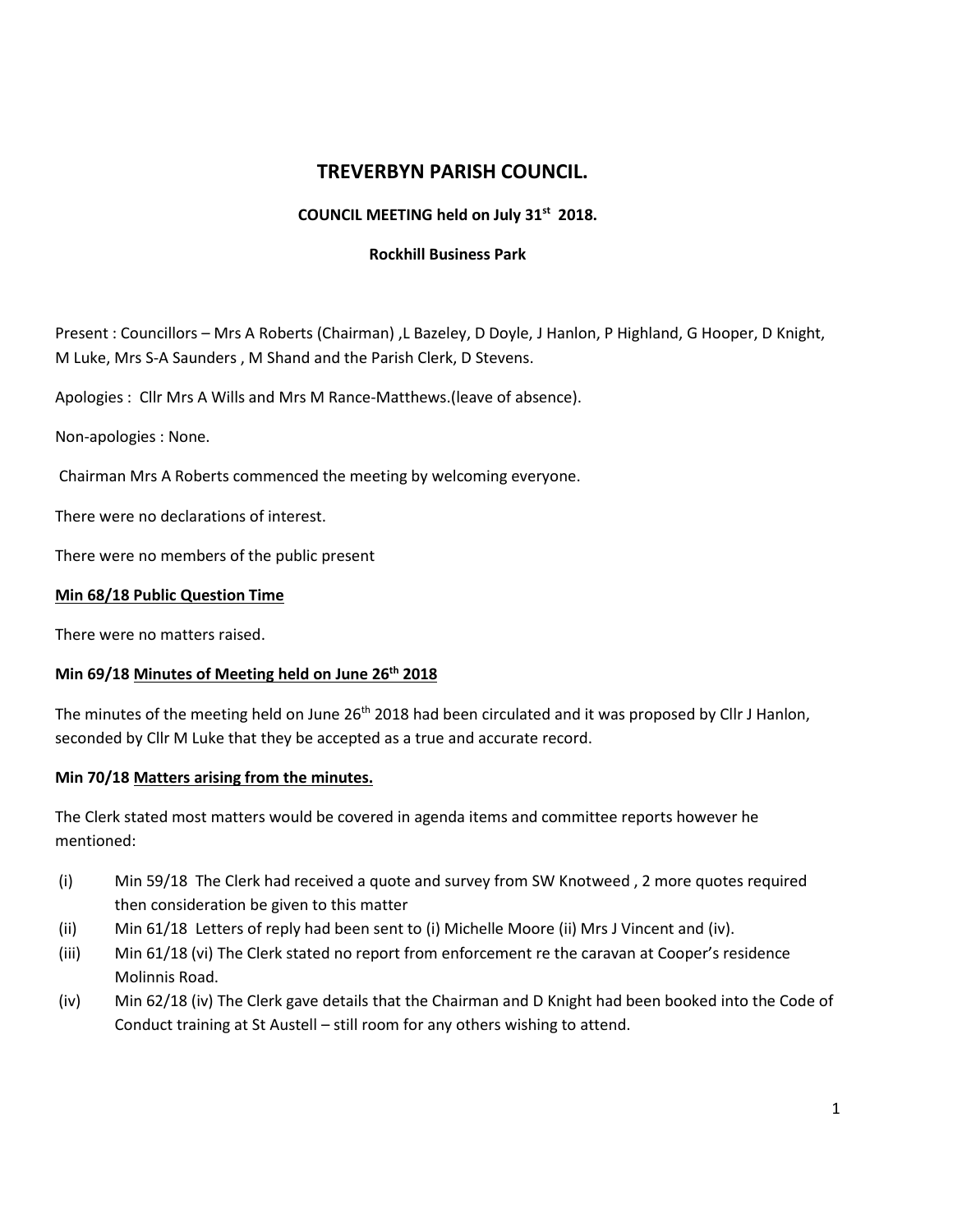# TREVERBYN PARISH COUNCIL.

**COUNCIL MEETING held on July 31st 2018.**

**Rockhill Business Park**

Present : Councillors – Mrs A Roberts (Chairman) ,L Bazeley, D Doyle, J Hanlon, P Highland, G Hooper, D Knight, M Luke, Mrs S-A Saunders , M Shand and the Parish Clerk, D Stevens.

Apologies : Cllr Mrs A Wills and Mrs M Rance-Matthews.(leave of absence).

Non-apologies : None.

Chairman Mrs A Roberts commenced the meeting by welcoming everyone.

There were no declarations of interest.

There were no members of the public present

**Min 68/18 Public Question Time**

There were no matters raised.

**Min 69/18 Minutes of Meeting held on June 26th 2018**

The minutes of the meeting held on June 26th 2018 had been circulated and it was proposed by Cllr J Hanlon, seconded by Cllr M Luke that they be accepted as a true and accurate record.

**Min 70/18 Matters arising from the minutes.**

The Clerk stated most matters would be covered in agenda items and committee reports however he mentioned:

(i) Min 59/18 The Clerk had received a quote and survey from SW Knotweed , 2 more quotes required then consideration be given to this matter

(ii) Min 61/18 Letters of reply had been sent to (i) Michelle Moore (ii) Mrs J Vincent and (iv).

(iii) Min 61/18 (vi) The Clerk stated no report from enforcement re the caravan at Cooper's residence Molinnis Road.

(iv) Min 62/18 (iv) The Clerk gave details that the Chairman and D Knight had been booked into the Code of Conduct training at St Austell – still room for any others wishing to attend.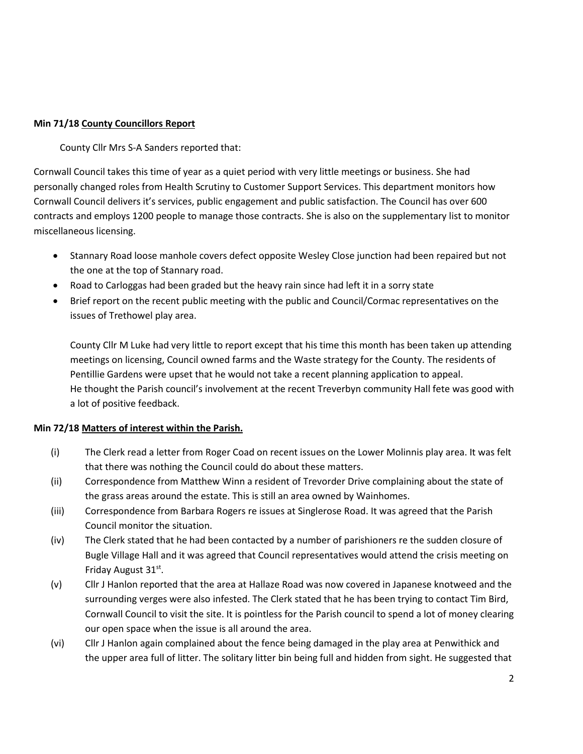**Min 71/18 <u>County Councillors Report</u>**

County Cllr Mrs S-A Sanders reported that:

Cornwall Council takes this time of year as a quiet period with very little meetings or business. She had personally changed roles from Health Scrutiny to Customer Support Services. This department monitors how Cornwall Council delivers it's services, public engagement and public satisfaction. The Council has over 600 contracts and employs 1200 people to manage those contracts. She is also on the supplementary list to monitor miscellaneous licensing.

- Stannary Road loose manhole covers defect opposite Wesley Close junction had been repaired but not the one at the top of Stannary road.
- Road to Carloggas had been graded but the heavy rain since had left it in a sorry state
- Brief report on the recent public meeting with the public and Council/Cormac representatives on the issues of Trethowel play area.

County Cllr M Luke had very little to report except that his time this month has been taken up attending meetings on licensing, Council owned farms and the Waste strategy for the County. The residents of Pentillie Gardens were upset that he would not take a recent planning application to appeal. He thought the Parish council's involvement at the recent Treverbyn community Hall fete was good with a lot of positive feedback.

**Min 72/18 <u>Matters of interest within the Parish.</u>**

(i) The Clerk read a letter from Roger Coad on recent issues on the Lower Molinnis play area. It was felt that there was nothing the Council could do about these matters.

(ii) Correspondence from Matthew Winn a resident of Trevorder Drive complaining about the state of the grass areas around the estate. This is still an area owned by Wainhomes.

(iii) Correspondence from Barbara Rogers re issues at Singlerose Road. It was agreed that the Parish Council monitor the situation.

(iv) The Clerk stated that he had been contacted by a number of parishioners re the sudden closure of Bugle Village Hall and it was agreed that Council representatives would attend the crisis meeting on Friday August 31st.

(v) Cllr J Hanlon reported that the area at Hallaze Road was now covered in Japanese knotweed and the surrounding verges were also infested. The Clerk stated that he has been trying to contact Tim Bird, Cornwall Council to visit the site. It is pointless for the Parish council to spend a lot of money clearing our open space when the issue is all around the area.

(vi) Cllr J Hanlon again complained about the fence being damaged in the play area at Penwithick and the upper area full of litter. The solitary litter bin being full and hidden from sight. He suggested that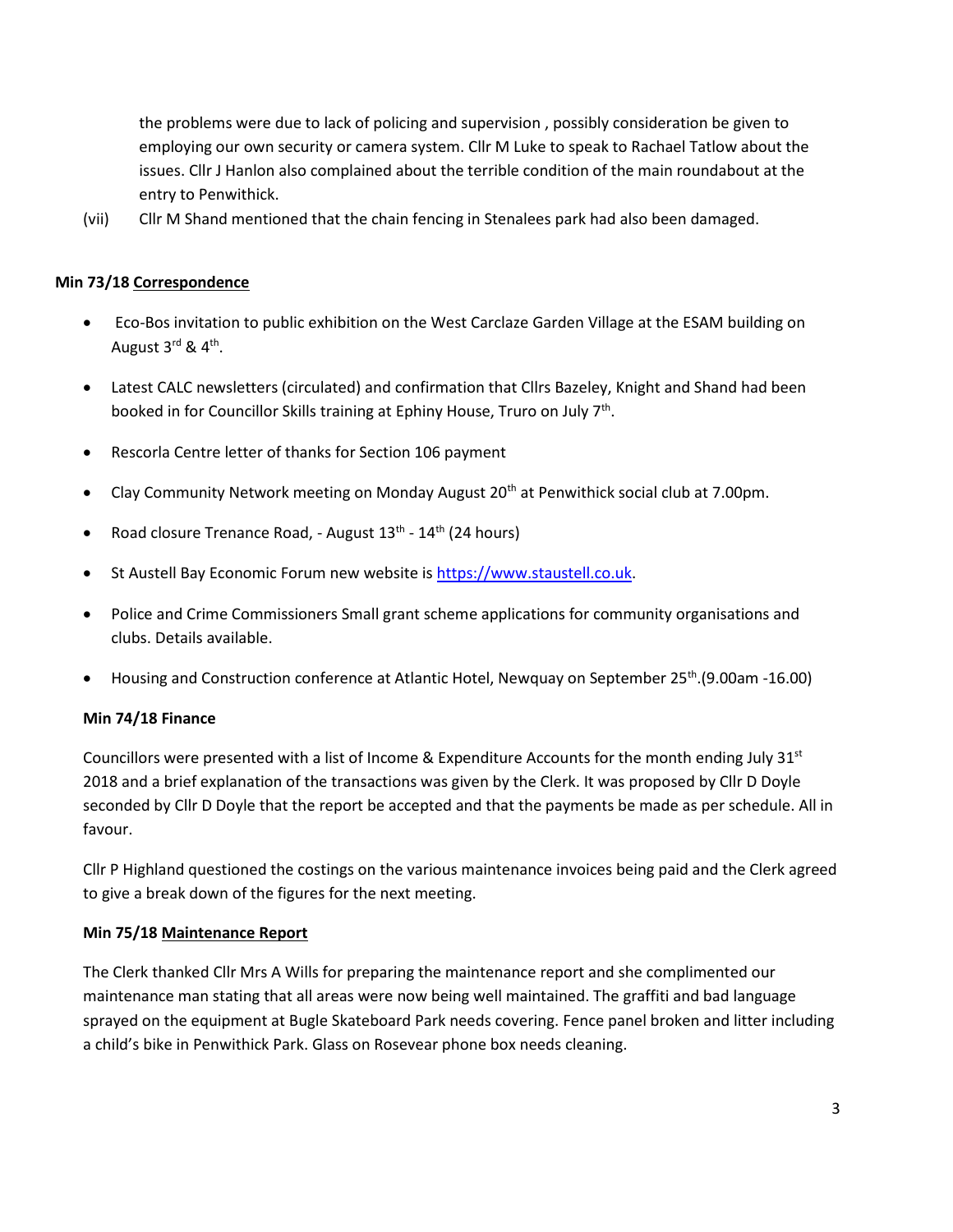the problems were due to lack of policing and supervision , possibly consideration be given to employing our own security or camera system. Cllr M Luke to speak to Rachael Tatlow about the issues. Cllr J Hanlon also complained about the terrible condition of the main roundabout at the entry to Penwithick.

(vii) Cllr M Shand mentioned that the chain fencing in Stenalees park had also been damaged.

**Min 73/18 Correspondence**

- Eco-Bos invitation to public exhibition on the West Carclaze Garden Village at the ESAM building on August 3rd & 4th.
- Latest CALC newsletters (circulated) and confirmation that Cllrs Bazeley, Knight and Shand had been booked in for Councillor Skills training at Ephiny House, Truro on July 7th.
- Rescorla Centre letter of thanks for Section 106 payment
- Clay Community Network meeting on Monday August 20th at Penwithick social club at 7.00pm.
- Road closure Trenance Road, - August 13th - 14th (24 hours)
- St Austell Bay Economic Forum new website is https://www.staustell.co.uk.
- Police and Crime Commissioners Small grant scheme applications for community organisations and clubs. Details available.
- Housing and Construction conference at Atlantic Hotel, Newquay on September 25th.(9.00am -16.00)

**Min 74/18 Finance**

Councillors were presented with a list of Income & Expenditure Accounts for the month ending July 31st 2018 and a brief explanation of the transactions was given by the Clerk. It was proposed by Cllr D Doyle seconded by Cllr D Doyle that the report be accepted and that the payments be made as per schedule. All in favour.

Cllr P Highland questioned the costings on the various maintenance invoices being paid and the Clerk agreed to give a break down of the figures for the next meeting.

**Min 75/18 Maintenance Report**

The Clerk thanked Cllr Mrs A Wills for preparing the maintenance report and she complimented our maintenance man stating that all areas were now being well maintained. The graffiti and bad language sprayed on the equipment at Bugle Skateboard Park needs covering. Fence panel broken and litter including a child's bike in Penwithick Park. Glass on Rosevear phone box needs cleaning.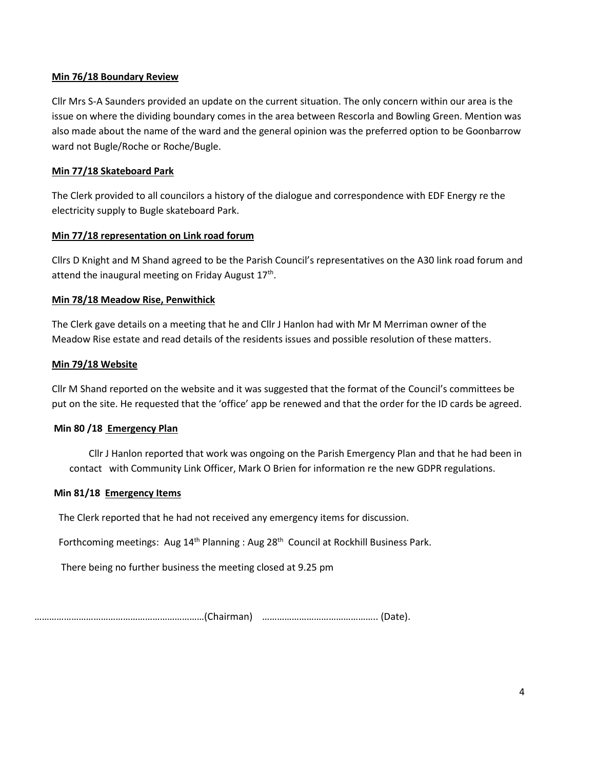**Min 76/18 Boundary Review**

Cllr Mrs S-A Saunders provided an update on the current situation. The only concern within our area is the issue on where the dividing boundary comes in the area between Rescorla and Bowling Green. Mention was also made about the name of the ward and the general opinion was the preferred option to be Goonbarrow ward not Bugle/Roche or Roche/Bugle.

**Min 77/18 Skateboard Park**

The Clerk provided to all councilors a history of the dialogue and correspondence with EDF Energy re the electricity supply to Bugle skateboard Park.

**Min 77/18 representation on Link road forum**

Cllrs D Knight and M Shand agreed to be the Parish Council's representatives on the A30 link road forum and attend the inaugural meeting on Friday August 17th.

**Min 78/18 Meadow Rise, Penwithick**

The Clerk gave details on a meeting that he and Cllr J Hanlon had with Mr M Merriman owner of the Meadow Rise estate and read details of the residents issues and possible resolution of these matters.

**Min 79/18 Website**

Cllr M Shand reported on the website and it was suggested that the format of the Council's committees be put on the site. He requested that the 'office' app be renewed and that the order for the ID cards be agreed.

**Min 80 /18 Emergency Plan**

Cllr J Hanlon reported that work was ongoing on the Parish Emergency Plan and that he had been in contact with Community Link Officer, Mark O Brien for information re the new GDPR regulations.

**Min 81/18 Emergency Items**

The Clerk reported that he had not received any emergency items for discussion.

Forthcoming meetings: Aug 14th Planning : Aug 28th Council at Rockhill Business Park.

There being no further business the meeting closed at 9.25 pm

……………………………………………………………(Chairman) ……………………………………….. (Date).